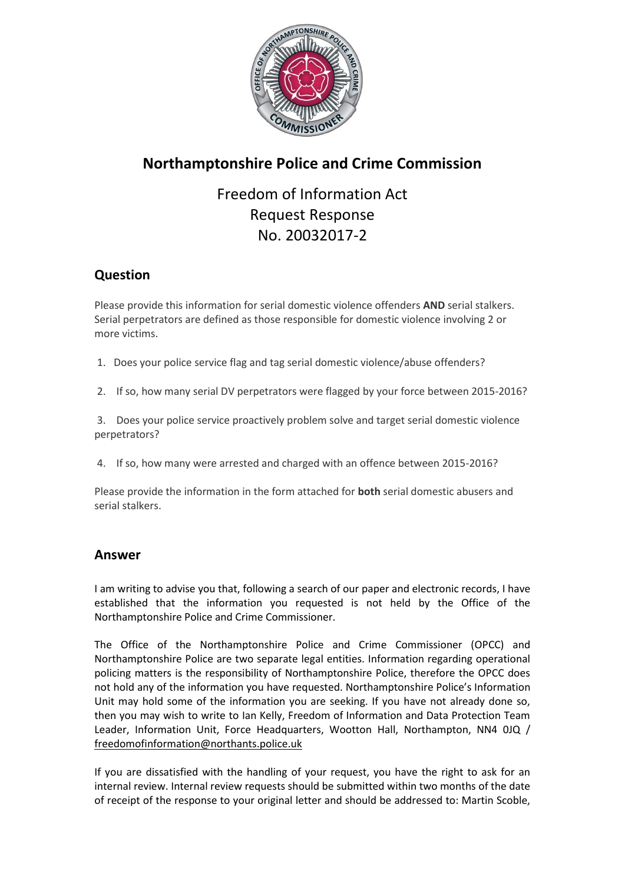# Northamptonshire Police and Crime Commission

Freedom of Information Act
Request Response
No. 20032017-2

## Question

Please provide this information for serial domestic violence offenders **AND** serial stalkers. Serial perpetrators are defined as those responsible for domestic violence involving 2 or more victims.

1. Does your police service flag and tag serial domestic violence/abuse offenders?
2. If so, how many serial DV perpetrators were flagged by your force between 2015-2016?
3. Does your police service proactively problem solve and target serial domestic violence perpetrators?
4. If so, how many were arrested and charged with an offence between 2015-2016?

Please provide the information in the form attached for **both** serial domestic abusers and serial stalkers.

## Answer

I am writing to advise you that, following a search of our paper and electronic records, I have established that the information you requested is not held by the Office of the Northamptonshire Police and Crime Commissioner.

The Office of the Northamptonshire Police and Crime Commissioner (OPCC) and Northamptonshire Police are two separate legal entities. Information regarding operational policing matters is the responsibility of Northamptonshire Police, therefore the OPCC does not hold any of the information you have requested. Northamptonshire Police's Information Unit may hold some of the information you are seeking. If you have not already done so, then you may wish to write to Ian Kelly, Freedom of Information and Data Protection Team Leader, Information Unit, Force Headquarters, Wootton Hall, Northampton, NN4 0JQ / freedomofinformation@northants.police.uk

If you are dissatisfied with the handling of your request, you have the right to ask for an internal review. Internal review requests should be submitted within two months of the date of receipt of the response to your original letter and should be addressed to: Martin Scoble,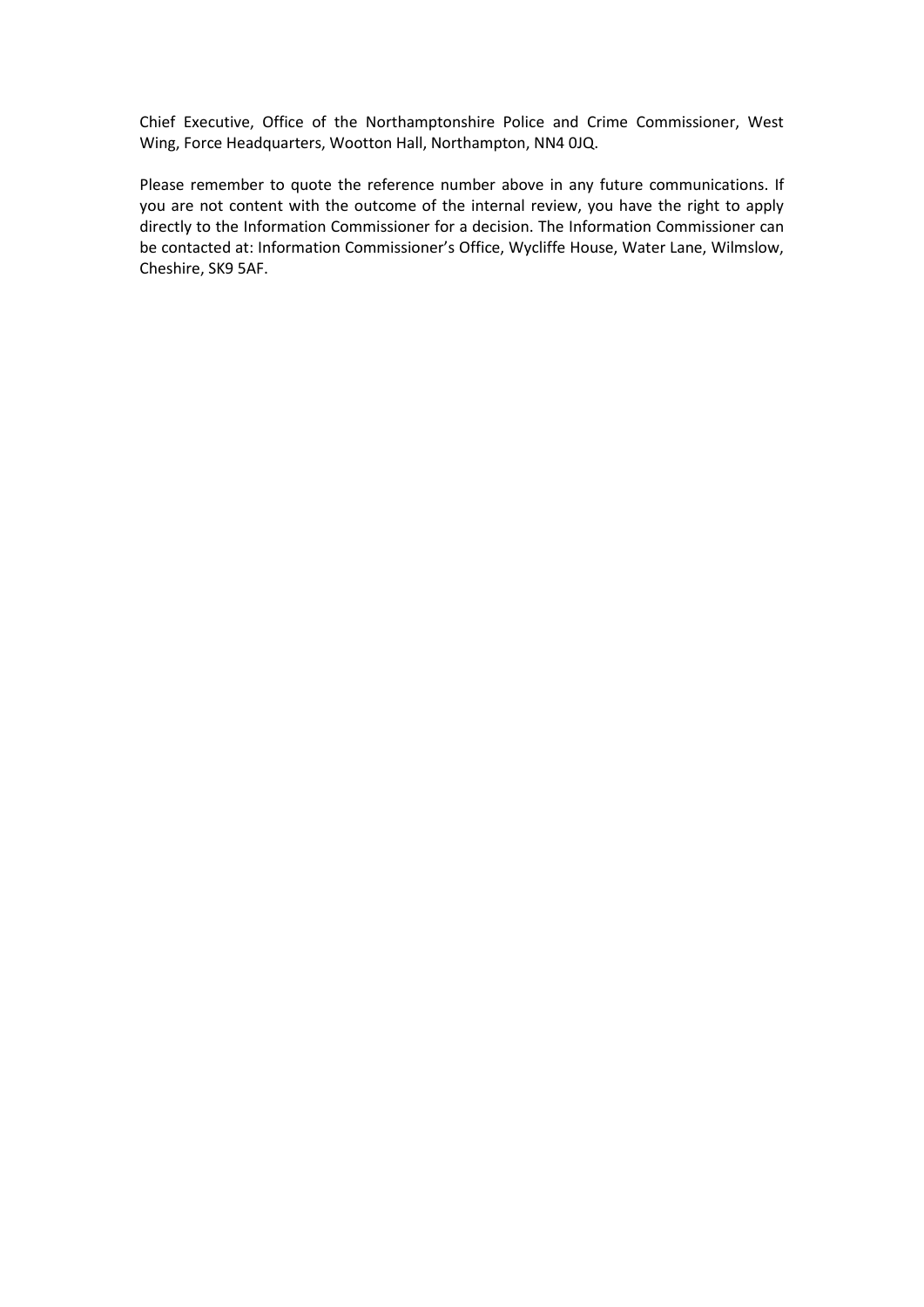Chief Executive, Office of the Northamptonshire Police and Crime Commissioner, West Wing, Force Headquarters, Wootton Hall, Northampton, NN4 0JQ.

Please remember to quote the reference number above in any future communications. If you are not content with the outcome of the internal review, you have the right to apply directly to the Information Commissioner for a decision. The Information Commissioner can be contacted at: Information Commissioner's Office, Wycliffe House, Water Lane, Wilmslow, Cheshire, SK9 5AF.